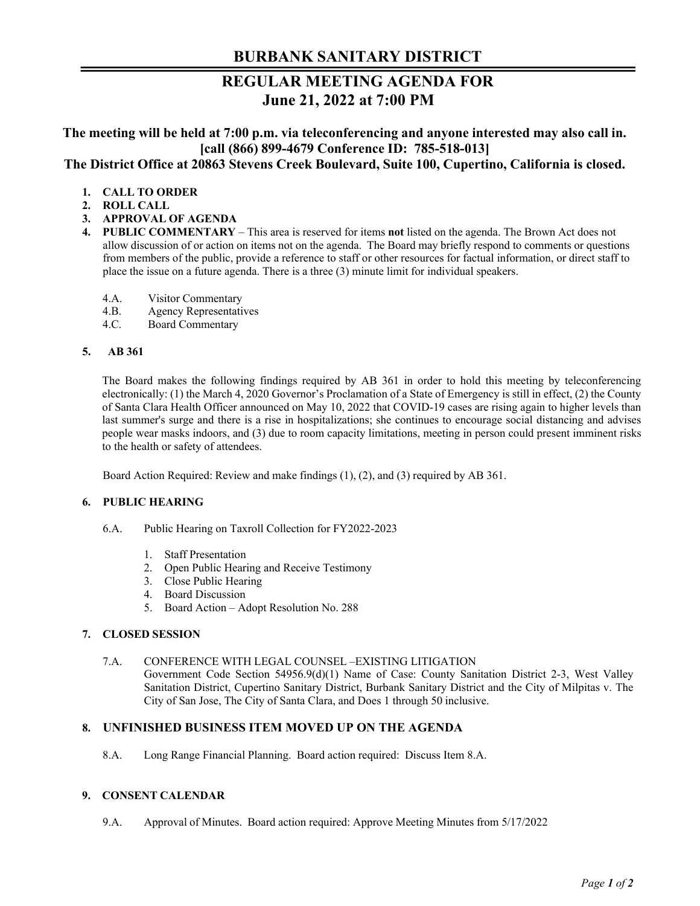# BURBANK SANITARY DISTRICT

## REGULAR MEETING AGENDA FOR June 21, 2022 at 7:00 PM

**The meeting will be held at 7:00 p.m. via teleconferencing and anyone interested may also call in. [call (866) 899-4679 Conference ID: 785-518-013]**
**The District Office at 20863 Stevens Creek Boulevard, Suite 100, Cupertino, California is closed.**

1. **CALL TO ORDER**
2. **ROLL CALL**
3. **APPROVAL OF AGENDA**
4. **PUBLIC COMMENTARY** – This area is reserved for items **not** listed on the agenda. The Brown Act does not allow discussion of or action on items not on the agenda. The Board may briefly respond to comments or questions from members of the public, provide a reference to staff or other resources for factual information, or direct staff to place the issue on a future agenda. There is a three (3) minute limit for individual speakers.

   4.A. Visitor Commentary
   4.B. Agency Representatives
   4.C. Board Commentary

5. **AB 361**

   The Board makes the following findings required by AB 361 in order to hold this meeting by teleconferencing electronically: (1) the March 4, 2020 Governor's Proclamation of a State of Emergency is still in effect, (2) the County of Santa Clara Health Officer announced on May 10, 2022 that COVID-19 cases are rising again to higher levels than last summer's surge and there is a rise in hospitalizations; she continues to encourage social distancing and advises people wear masks indoors, and (3) due to room capacity limitations, meeting in person could present imminent risks to the health or safety of attendees.

   Board Action Required: Review and make findings (1), (2), and (3) required by AB 361.

6. **PUBLIC HEARING**

   6.A. Public Hearing on Taxroll Collection for FY2022-2023

   1. Staff Presentation
   2. Open Public Hearing and Receive Testimony
   3. Close Public Hearing
   4. Board Discussion
   5. Board Action – Adopt Resolution No. 288

7. **CLOSED SESSION**

   7.A. CONFERENCE WITH LEGAL COUNSEL –EXISTING LITIGATION
   Government Code Section 54956.9(d)(1) Name of Case: County Sanitation District 2-3, West Valley Sanitation District, Cupertino Sanitary District, Burbank Sanitary District and the City of Milpitas v. The City of San Jose, The City of Santa Clara, and Does 1 through 50 inclusive.

8. **UNFINISHED BUSINESS ITEM MOVED UP ON THE AGENDA**

   8.A. Long Range Financial Planning. Board action required: Discuss Item 8.A.

9. **CONSENT CALENDAR**

   9.A. Approval of Minutes. Board action required: Approve Meeting Minutes from 5/17/2022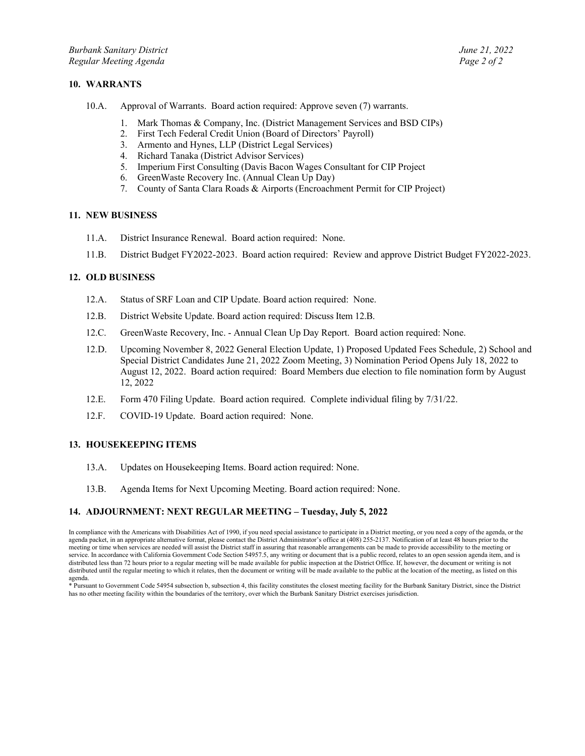## 10. WARRANTS

10.A. Approval of Warrants. Board action required: Approve seven (7) warrants.

1. Mark Thomas & Company, Inc. (District Management Services and BSD CIPs)
2. First Tech Federal Credit Union (Board of Directors' Payroll)
3. Armento and Hynes, LLP (District Legal Services)
4. Richard Tanaka (District Advisor Services)
5. Imperium First Consulting (Davis Bacon Wages Consultant for CIP Project
6. GreenWaste Recovery Inc. (Annual Clean Up Day)
7. County of Santa Clara Roads & Airports (Encroachment Permit for CIP Project)

## 11. NEW BUSINESS

11.A. District Insurance Renewal. Board action required: None.

11.B. District Budget FY2022-2023. Board action required: Review and approve District Budget FY2022-2023.

## 12. OLD BUSINESS

12.A. Status of SRF Loan and CIP Update. Board action required: None.

12.B. District Website Update. Board action required: Discuss Item 12.B.

12.C. GreenWaste Recovery, Inc. - Annual Clean Up Day Report. Board action required: None.

12.D. Upcoming November 8, 2022 General Election Update, 1) Proposed Updated Fees Schedule, 2) School and Special District Candidates June 21, 2022 Zoom Meeting, 3) Nomination Period Opens July 18, 2022 to August 12, 2022. Board action required: Board Members due election to file nomination form by August 12, 2022

12.E. Form 470 Filing Update. Board action required. Complete individual filing by 7/31/22.

12.F. COVID-19 Update. Board action required: None.

## 13. HOUSEKEEPING ITEMS

13.A. Updates on Housekeeping Items. Board action required: None.

13.B. Agenda Items for Next Upcoming Meeting. Board action required: None.

## 14. ADJOURNMENT: NEXT REGULAR MEETING – Tuesday, July 5, 2022

In compliance with the Americans with Disabilities Act of 1990, if you need special assistance to participate in a District meeting, or you need a copy of the agenda, or the agenda packet, in an appropriate alternative format, please contact the District Administrator's office at (408) 255-2137. Notification of at least 48 hours prior to the meeting or time when services are needed will assist the District staff in assuring that reasonable arrangements can be made to provide accessibility to the meeting or service. In accordance with California Government Code Section 54957.5, any writing or document that is a public record, relates to an open session agenda item, and is distributed less than 72 hours prior to a regular meeting will be made available for public inspection at the District Office. If, however, the document or writing is not distributed until the regular meeting to which it relates, then the document or writing will be made available to the public at the location of the meeting, as listed on this agenda.

* Pursuant to Government Code 54954 subsection b, subsection 4, this facility constitutes the closest meeting facility for the Burbank Sanitary District, since the District has no other meeting facility within the boundaries of the territory, over which the Burbank Sanitary District exercises jurisdiction.